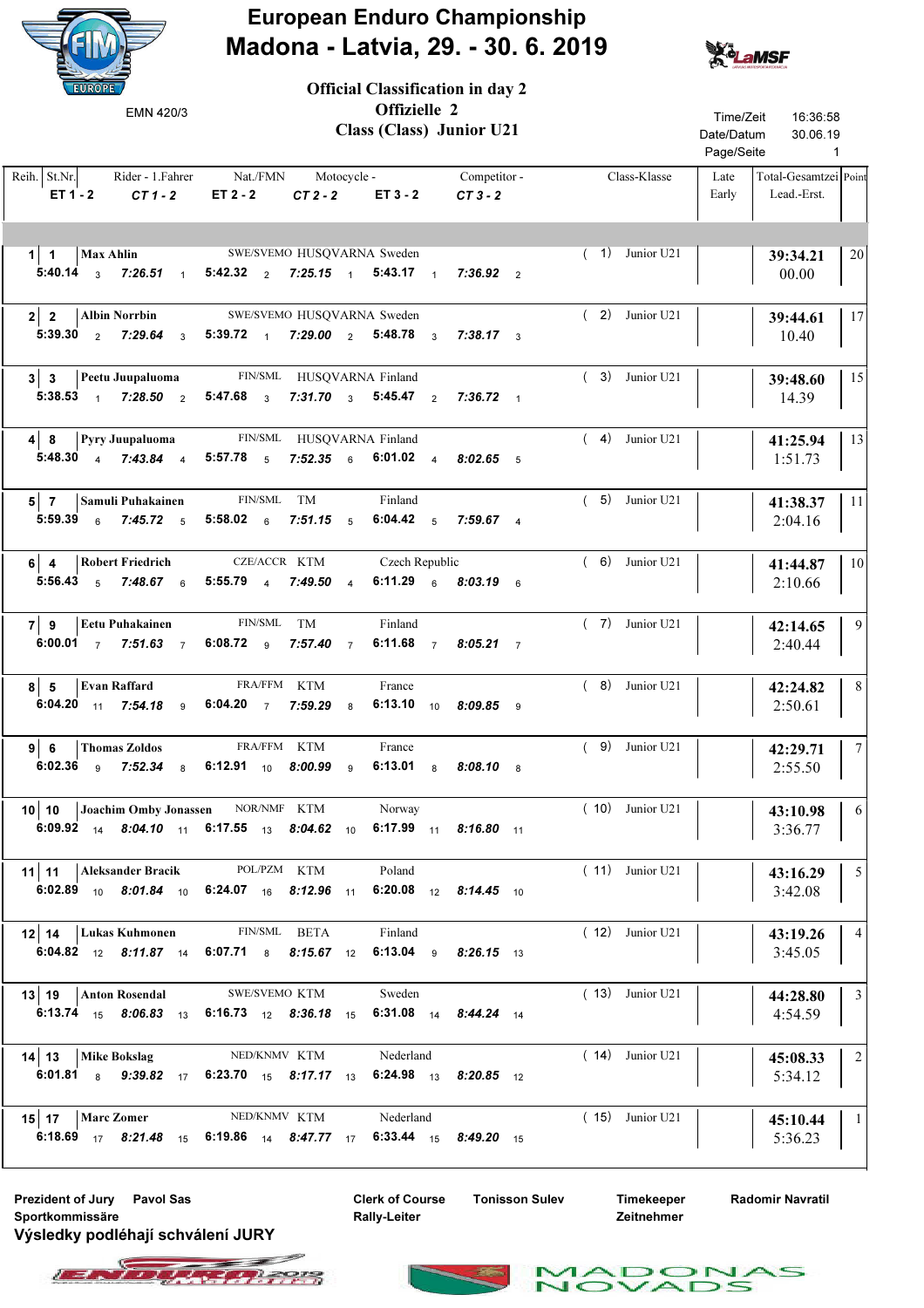# European Enduro Championship
## Madona - Latvia, 29. - 30. 6. 2019

EMN 420/3

### Official Classification in day 2
### Offizielle 2
### Class (Class) Junior U21

Time/Zeit 16:36:58
Date/Datum 30.06.19
Page/Seite 1

| Reih. | St.Nr. | Rider - 1.Fahrer | Nat./FMN | Motocycle - | Competitor - | Class-Klasse | Late Early | Total-Gesamtzeit Lead.-Erst. | Point |
|---|---|---|---|---|---|---|---|---|---|
| | ET 1 - 2 | CT 1 - 2 | ET 2 - 2 | CT 2 - 2 | ET 3 - 2 | CT 3 - 2 | | | |
| 1 | 1 | Max Ahlin | SWE/SVEMO | HUSQVARNA | Sweden | ( 1) Junior U21 | | **39:34.21** 00.00 | 20 |
| | 5:40.14 3 | 7:26.51 1 | 5:42.32 2 | 7:25.15 1 | 5:43.17 1 | 7:36.92 2 | | | |
| 2 | 2 | Albin Norrbin | SWE/SVEMO | HUSQVARNA | Sweden | ( 2) Junior U21 | | **39:44.61** 10.40 | 17 |
| | 5:39.30 2 | 7:29.64 3 | 5:39.72 1 | 7:29.00 2 | 5:48.78 3 | 7:38.17 3 | | | |
| 3 | 3 | Peetu Juupaluoma | FIN/SML | HUSQVARNA | Finland | ( 3) Junior U21 | | **39:48.60** 14.39 | 15 |
| | 5:38.53 1 | 7:28.50 2 | 5:47.68 3 | 7:31.70 3 | 5:45.47 2 | 7:36.72 1 | | | |
| 4 | 8 | Pyry Juupaluoma | FIN/SML | HUSQVARNA | Finland | ( 4) Junior U21 | | **41:25.94** 1:51.73 | 13 |
| | 5:48.30 4 | 7:43.84 4 | 5:57.78 5 | 7:52.35 6 | 6:01.02 4 | 8:02.65 5 | | | |
| 5 | 7 | Samuli Puhakainen | FIN/SML | TM | Finland | ( 5) Junior U21 | | **41:38.37** 2:04.16 | 11 |
| | 5:59.39 6 | 7:45.72 5 | 5:58.02 6 | 7:51.15 5 | 6:04.42 5 | 7:59.67 4 | | | |
| 6 | 4 | Robert Friedrich | CZE/ACCR | KTM | Czech Republic | ( 6) Junior U21 | | **41:44.87** 2:10.66 | 10 |
| | 5:56.43 5 | 7:48.67 6 | 5:55.79 4 | 7:49.50 4 | 6:11.29 6 | 8:03.19 6 | | | |
| 7 | 9 | Eetu Puhakainen | FIN/SML | TM | Finland | ( 7) Junior U21 | | **42:14.65** 2:40.44 | 9 |
| | 6:00.01 7 | 7:51.63 7 | 6:08.72 9 | 7:57.40 7 | 6:11.68 7 | 8:05.21 7 | | | |
| 8 | 5 | Evan Raffard | FRA/FFM | KTM | France | ( 8) Junior U21 | | **42:24.82** 2:50.61 | 8 |
| | 6:04.20 11 | 7:54.18 9 | 6:04.20 7 | 7:59.29 8 | 6:13.10 10 | 8:09.85 9 | | | |
| 9 | 6 | Thomas Zoldos | FRA/FFM | KTM | France | ( 9) Junior U21 | | **42:29.71** 2:55.50 | 7 |
| | 6:02.36 9 | 7:52.34 8 | 6:12.91 10 | 8:00.99 9 | 6:13.01 8 | 8:08.10 8 | | | |
| 10 | 10 | Joachim Omby Jonassen | NOR/NMF | KTM | Norway | ( 10) Junior U21 | | **43:10.98** 3:36.77 | 6 |
| | 6:09.92 14 | 8:04.10 11 | 6:17.55 13 | 8:04.62 10 | 6:17.99 11 | 8:16.80 11 | | | |
| 11 | 11 | Aleksander Bracik | POL/PZM | KTM | Poland | ( 11) Junior U21 | | **43:16.29** 3:42.08 | 5 |
| | 6:02.89 10 | 8:01.84 10 | 6:24.07 16 | 8:12.96 11 | 6:20.08 12 | 8:14.45 10 | | | |
| 12 | 14 | Lukas Kuhmonen | FIN/SML | BETA | Finland | ( 12) Junior U21 | | **43:19.26** 3:45.05 | 4 |
| | 6:04.82 12 | 8:11.87 14 | 6:07.71 8 | 8:15.67 12 | 6:13.04 9 | 8:26.15 13 | | | |
| 13 | 19 | Anton Rosendal | SWE/SVEMO | KTM | Sweden | ( 13) Junior U21 | | **44:28.80** 4:54.59 | 3 |
| | 6:13.74 15 | 8:06.83 13 | 6:16.73 12 | 8:36.18 15 | 6:31.08 14 | 8:44.24 14 | | | |
| 14 | 13 | Mike Bokslag | NED/KNMV | KTM | Nederland | ( 14) Junior U21 | | **45:08.33** 5:34.12 | 2 |
| | 6:01.81 8 | 9:39.82 17 | 6:23.70 15 | 8:17.17 13 | 6:24.98 13 | 8:20.85 12 | | | |
| 15 | 17 | Marc Zomer | NED/KNMV | KTM | Nederland | ( 15) Junior U21 | | **45:10.44** 5:36.23 | 1 |
| | 6:18.69 17 | 8:21.48 15 | 6:19.86 14 | 8:47.77 17 | 6:33.44 15 | 8:49.20 15 | | | |

**Prezident of Jury** Pavol Sas
**Sportkommissäre**
**Výsledky podléhají schválení JURY**

**Clerk of Course** Tonisson Sulev
**Rally-Leiter**

**Timekeeper** Radomir Navratil
**Zeitnehmer**

MADONAS NOVADS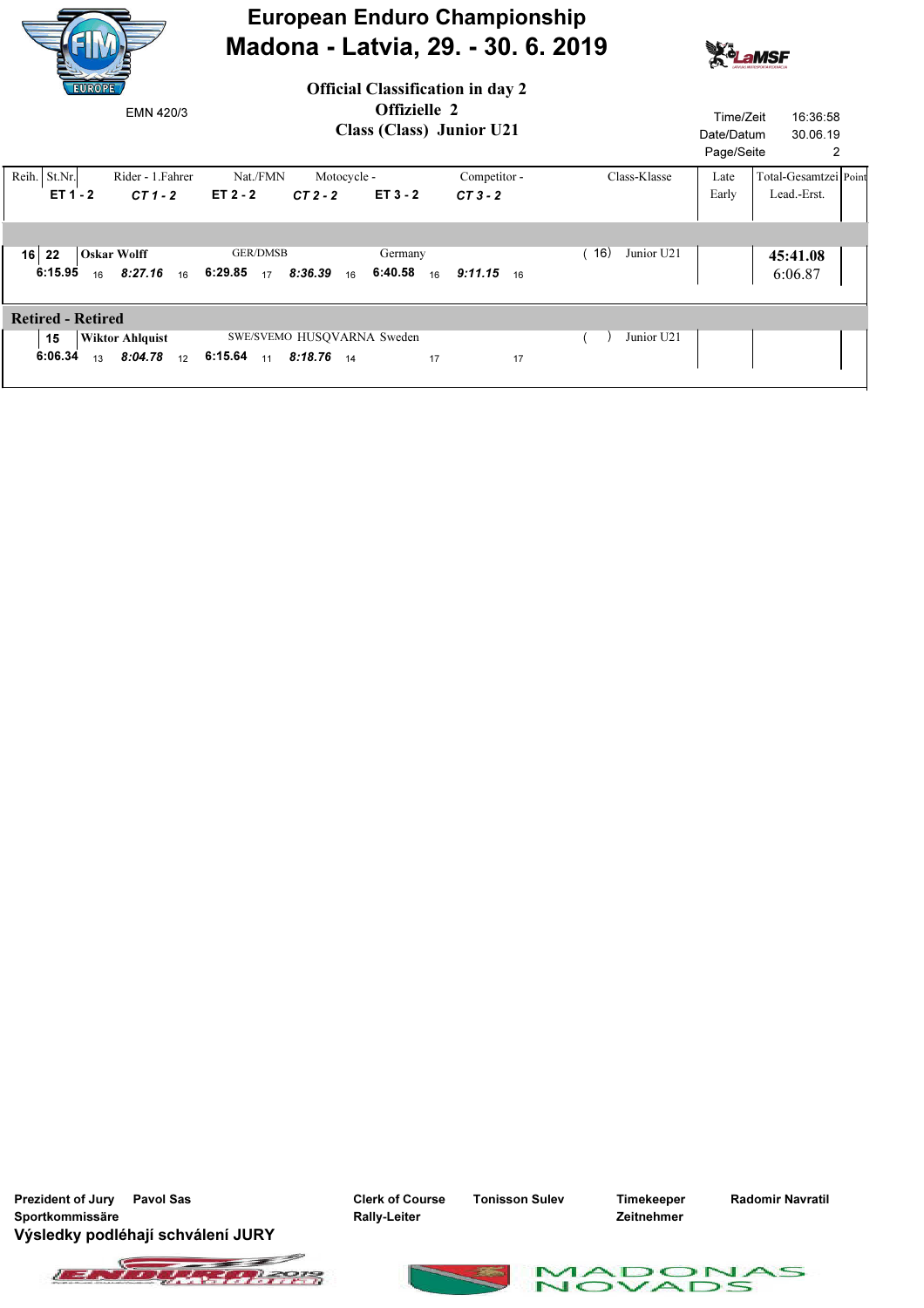# European Enduro Championship
# Madona - Latvia, 29. - 30. 6. 2019

EMN 420/3

**Official Classification in day 2**
**Offizielle 2**
**Class (Class) Junior U21**

Time/Zeit 16:36:58
Date/Datum 30.06.19
Page/Seite 2

| Reih. | St.Nr. | Rider - 1.Fahrer | Nat./FMN | Motocycle - | Competitor - | | Class-Klasse | Late Early | Total-Gesamtzei Lead.-Erst. | Point |
|---|---|---|---|---|---|---|---|---|---|---|
| | ET 1 - 2 | *CT 1 - 2* | ET 2 - 2 | *CT 2 - 2* | ET 3 - 2 | *CT 3 - 2* | | | | |
| 16 | 22 | **Oskar Wolff** | GER/DMSB | | Germany | ( 16) | Junior U21 | | **45:41.08** | |
| | 6:15.95 16 | *8:27.16* 16 | 6:29.85 17 | *8:36.39* 16 | 6:40.58 16 | *9:11.15* 16 | | | 6:06.87 | |
| **Retired - Retired** | | | | | | | | | | |
| | 15 | **Wiktor Ahlquist** | SWE/SVEMO | HUSQVARNA | Sweden | ( ) | Junior U21 | | | |
| | 6:06.34 13 | *8:04.78* 12 | 6:15.64 11 | *8:18.76* 14 | 17 | 17 | | | | |

**Prezident of Jury** Pavol Sas
**Sportkommissäre**
**Výsledky podléhají schválení JURY**

**Clerk of Course** Tonisson Sulev
**Rally-Leiter**

**Timekeeper** Radomir Navratil
**Zeitnehmer**